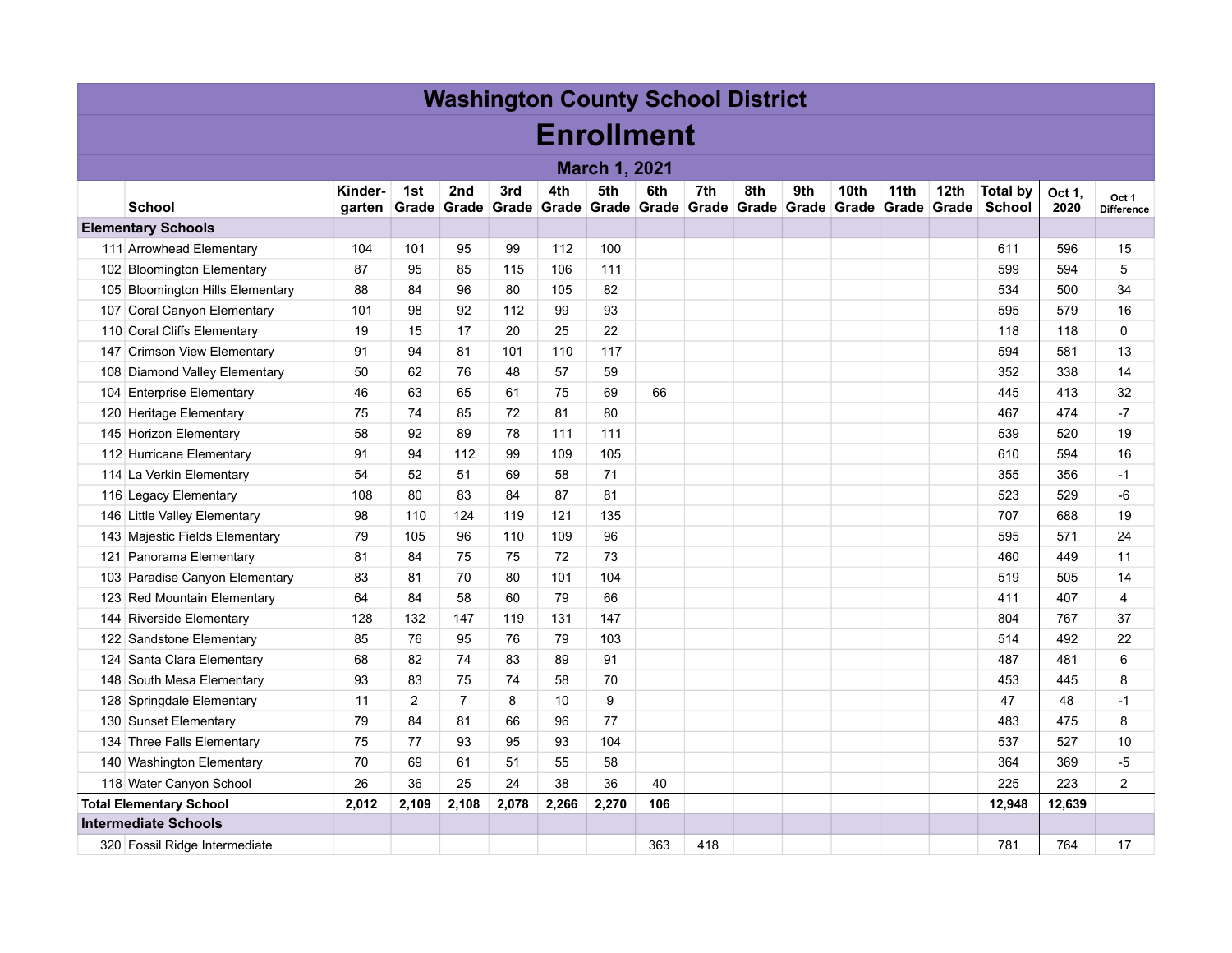# Washington County School District

# Enrollment

## March 1, 2021

| | School | Kinder-garten | 1st Grade | 2nd Grade | 3rd Grade | 4th Grade | 5th Grade | 6th Grade | 7th Grade | 8th Grade | 9th Grade | 10th Grade | 11th Grade | 12th Grade | Total by School | Oct 1, 2020 | Oct 1 Difference |
|---|---|---|---|---|---|---|---|---|---|---|---|---|---|---|---|---|---|
| **Elementary Schools** | | | | | | | | | | | | | | | | | |
| 111 | Arrowhead Elementary | 104 | 101 | 95 | 99 | 112 | 100 | | | | | | | | 611 | 596 | 15 |
| 102 | Bloomington Elementary | 87 | 95 | 85 | 115 | 106 | 111 | | | | | | | | 599 | 594 | 5 |
| 105 | Bloomington Hills Elementary | 88 | 84 | 96 | 80 | 105 | 82 | | | | | | | | 534 | 500 | 34 |
| 107 | Coral Canyon Elementary | 101 | 98 | 92 | 112 | 99 | 93 | | | | | | | | 595 | 579 | 16 |
| 110 | Coral Cliffs Elementary | 19 | 15 | 17 | 20 | 25 | 22 | | | | | | | | 118 | 118 | 0 |
| 147 | Crimson View Elementary | 91 | 94 | 81 | 101 | 110 | 117 | | | | | | | | 594 | 581 | 13 |
| 108 | Diamond Valley Elementary | 50 | 62 | 76 | 48 | 57 | 59 | | | | | | | | 352 | 338 | 14 |
| 104 | Enterprise Elementary | 46 | 63 | 65 | 61 | 75 | 69 | 66 | | | | | | | 445 | 413 | 32 |
| 120 | Heritage Elementary | 75 | 74 | 85 | 72 | 81 | 80 | | | | | | | | 467 | 474 | -7 |
| 145 | Horizon Elementary | 58 | 92 | 89 | 78 | 111 | 111 | | | | | | | | 539 | 520 | 19 |
| 112 | Hurricane Elementary | 91 | 94 | 112 | 99 | 109 | 105 | | | | | | | | 610 | 594 | 16 |
| 114 | La Verkin Elementary | 54 | 52 | 51 | 69 | 58 | 71 | | | | | | | | 355 | 356 | -1 |
| 116 | Legacy Elementary | 108 | 80 | 83 | 84 | 87 | 81 | | | | | | | | 523 | 529 | -6 |
| 146 | Little Valley Elementary | 98 | 110 | 124 | 119 | 121 | 135 | | | | | | | | 707 | 688 | 19 |
| 143 | Majestic Fields Elementary | 79 | 105 | 96 | 110 | 109 | 96 | | | | | | | | 595 | 571 | 24 |
| 121 | Panorama Elementary | 81 | 84 | 75 | 75 | 72 | 73 | | | | | | | | 460 | 449 | 11 |
| 103 | Paradise Canyon Elementary | 83 | 81 | 70 | 80 | 101 | 104 | | | | | | | | 519 | 505 | 14 |
| 123 | Red Mountain Elementary | 64 | 84 | 58 | 60 | 79 | 66 | | | | | | | | 411 | 407 | 4 |
| 144 | Riverside Elementary | 128 | 132 | 147 | 119 | 131 | 147 | | | | | | | | 804 | 767 | 37 |
| 122 | Sandstone Elementary | 85 | 76 | 95 | 76 | 79 | 103 | | | | | | | | 514 | 492 | 22 |
| 124 | Santa Clara Elementary | 68 | 82 | 74 | 83 | 89 | 91 | | | | | | | | 487 | 481 | 6 |
| 148 | South Mesa Elementary | 93 | 83 | 75 | 74 | 58 | 70 | | | | | | | | 453 | 445 | 8 |
| 128 | Springdale Elementary | 11 | 2 | 7 | 8 | 10 | 9 | | | | | | | | 47 | 48 | -1 |
| 130 | Sunset Elementary | 79 | 84 | 81 | 66 | 96 | 77 | | | | | | | | 483 | 475 | 8 |
| 134 | Three Falls Elementary | 75 | 77 | 93 | 95 | 93 | 104 | | | | | | | | 537 | 527 | 10 |
| 140 | Washington Elementary | 70 | 69 | 61 | 51 | 55 | 58 | | | | | | | | 364 | 369 | -5 |
| 118 | Water Canyon School | 26 | 36 | 25 | 24 | 38 | 36 | 40 | | | | | | | 225 | 223 | 2 |
| **Total Elementary School** | | **2,012** | **2,109** | **2,108** | **2,078** | **2,266** | **2,270** | **106** | | | | | | | **12,948** | **12,639** | |
| **Intermediate Schools** | | | | | | | | | | | | | | | | | |
| 320 | Fossil Ridge Intermediate | | | | | | | 363 | 418 | | | | | | 781 | 764 | 17 |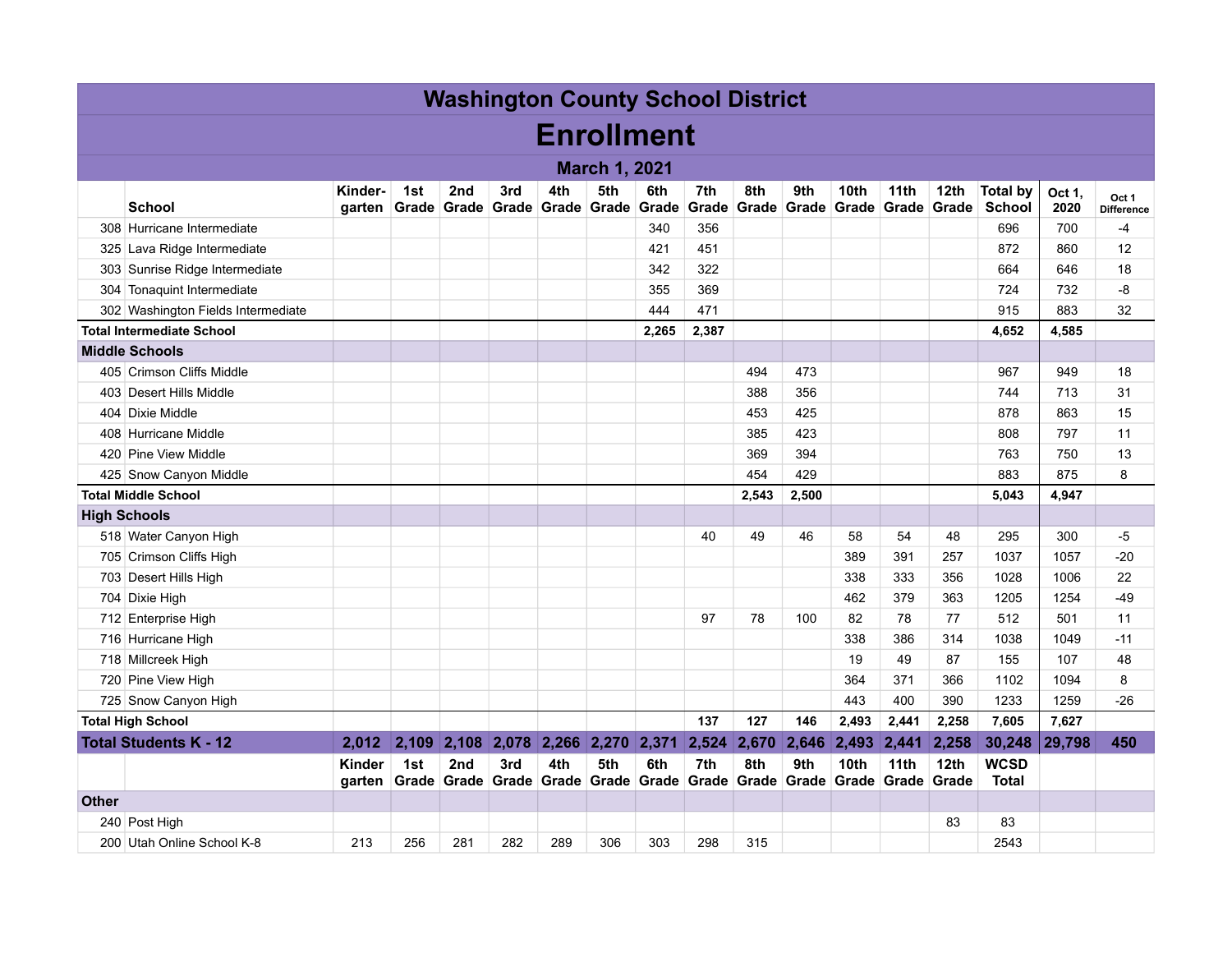# Washington County School District

## Enrollment

### March 1, 2021

| | School | Kinder-garten | 1st Grade | 2nd Grade | 3rd Grade | 4th Grade | 5th Grade | 6th Grade | 7th Grade | 8th Grade | 9th Grade | 10th Grade | 11th Grade | 12th Grade | Total by School | Oct 1, 2020 | Oct 1 Difference |
|---|---|---|---|---|---|---|---|---|---|---|---|---|---|---|---|---|---|
| 308 | Hurricane Intermediate | | | | | | | 340 | 356 | | | | | | 696 | 700 | -4 |
| 325 | Lava Ridge Intermediate | | | | | | | 421 | 451 | | | | | | 872 | 860 | 12 |
| 303 | Sunrise Ridge Intermediate | | | | | | | 342 | 322 | | | | | | 664 | 646 | 18 |
| 304 | Tonaquint Intermediate | | | | | | | 355 | 369 | | | | | | 724 | 732 | -8 |
| 302 | Washington Fields Intermediate | | | | | | | 444 | 471 | | | | | | 915 | 883 | 32 |
| **Total Intermediate School** | | | | | | | | **2,265** | **2,387** | | | | | | **4,652** | **4,585** | |
| **Middle Schools** | | | | | | | | | | | | | | | | | |
| 405 | Crimson Cliffs Middle | | | | | | | | | 494 | 473 | | | | 967 | 949 | 18 |
| 403 | Desert Hills Middle | | | | | | | | | 388 | 356 | | | | 744 | 713 | 31 |
| 404 | Dixie Middle | | | | | | | | | 453 | 425 | | | | 878 | 863 | 15 |
| 408 | Hurricane Middle | | | | | | | | | 385 | 423 | | | | 808 | 797 | 11 |
| 420 | Pine View Middle | | | | | | | | | 369 | 394 | | | | 763 | 750 | 13 |
| 425 | Snow Canyon Middle | | | | | | | | | 454 | 429 | | | | 883 | 875 | 8 |
| **Total Middle School** | | | | | | | | | | **2,543** | **2,500** | | | | **5,043** | **4,947** | |
| **High Schools** | | | | | | | | | | | | | | | | | |
| 518 | Water Canyon High | | | | | | | | 40 | 49 | 46 | 58 | 54 | 48 | 295 | 300 | -5 |
| 705 | Crimson Cliffs High | | | | | | | | | | | 389 | 391 | 257 | 1037 | 1057 | -20 |
| 703 | Desert Hills High | | | | | | | | | | | 338 | 333 | 356 | 1028 | 1006 | 22 |
| 704 | Dixie High | | | | | | | | | | | 462 | 379 | 363 | 1205 | 1254 | -49 |
| 712 | Enterprise High | | | | | | | | 97 | 78 | 100 | 82 | 78 | 77 | 512 | 501 | 11 |
| 716 | Hurricane High | | | | | | | | | | | 338 | 386 | 314 | 1038 | 1049 | -11 |
| 718 | Millcreek High | | | | | | | | | | | 19 | 49 | 87 | 155 | 107 | 48 |
| 720 | Pine View High | | | | | | | | | | | 364 | 371 | 366 | 1102 | 1094 | 8 |
| 725 | Snow Canyon High | | | | | | | | | | | 443 | 400 | 390 | 1233 | 1259 | -26 |
| **Total High School** | | | | | | | | | **137** | **127** | **146** | **2,493** | **2,441** | **2,258** | **7,605** | **7,627** | |
| **Total Students K - 12** | | **2,012** | **2,109** | **2,108** | **2,078** | **2,266** | **2,270** | **2,371** | **2,524** | **2,670** | **2,646** | **2,493** | **2,441** | **2,258** | **30,248** | **29,798** | **450** |
| | | **Kinder-garten** | **1st Grade** | **2nd Grade** | **3rd Grade** | **4th Grade** | **5th Grade** | **6th Grade** | **7th Grade** | **8th Grade** | **9th Grade** | **10th Grade** | **11th Grade** | **12th Grade** | **WCSD Total** | | |
| **Other** | | | | | | | | | | | | | | | | | |
| 240 | Post High | | | | | | | | | | | | | 83 | 83 | | |
| 200 | Utah Online School K-8 | 213 | 256 | 281 | 282 | 289 | 306 | 303 | 298 | 315 | | | | | 2543 | | |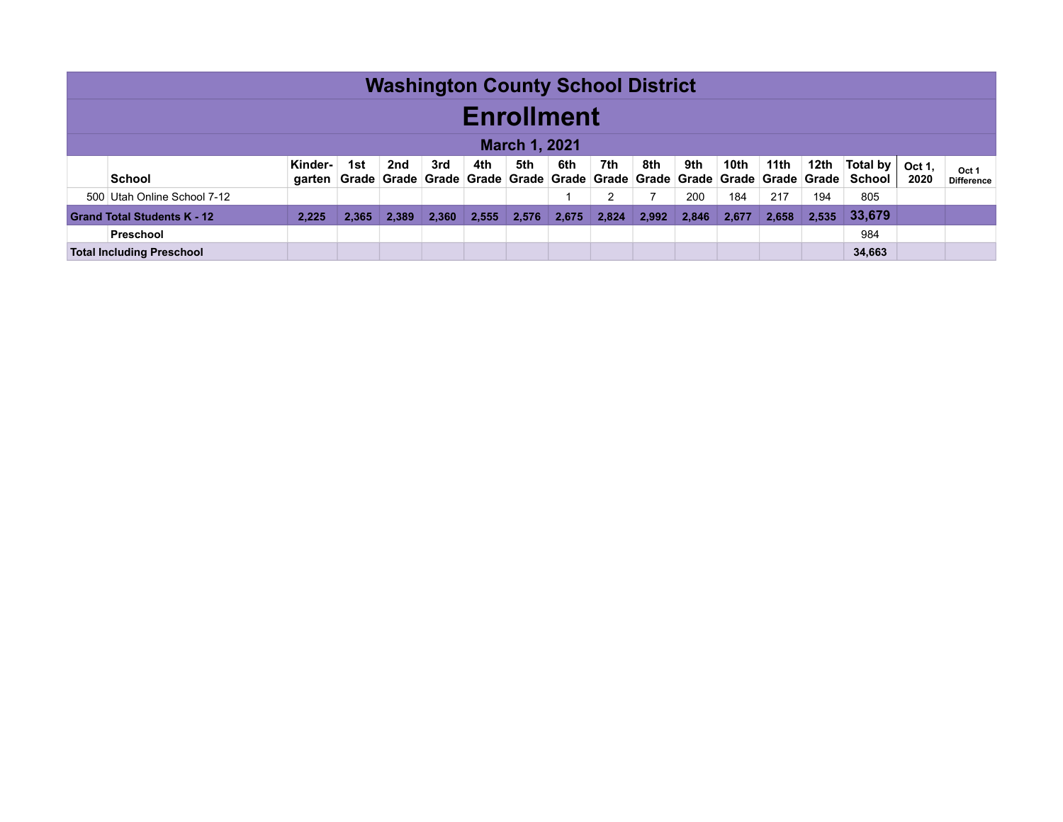# Washington County School District

# Enrollment

## March 1, 2021

| | School | Kinder-garten | 1st Grade | 2nd Grade | 3rd Grade | 4th Grade | 5th Grade | 6th Grade | 7th Grade | 8th Grade | 9th Grade | 10th Grade | 11th Grade | 12th Grade | Total by School | Oct 1, 2020 | Oct 1 Difference |
|---|---|---|---|---|---|---|---|---|---|---|---|---|---|---|---|---|---|
| 500 | Utah Online School 7-12 | | | | | | | 1 | 2 | 7 | 200 | 184 | 217 | 194 | 805 | | |
| **Grand Total Students K - 12** | | **2,225** | **2,365** | **2,389** | **2,360** | **2,555** | **2,576** | **2,675** | **2,824** | **2,992** | **2,846** | **2,677** | **2,658** | **2,535** | **33,679** | | |
| | **Preschool** | | | | | | | | | | | | | | 984 | | |
| **Total Including Preschool** | | | | | | | | | | | | | | | **34,663** | | |